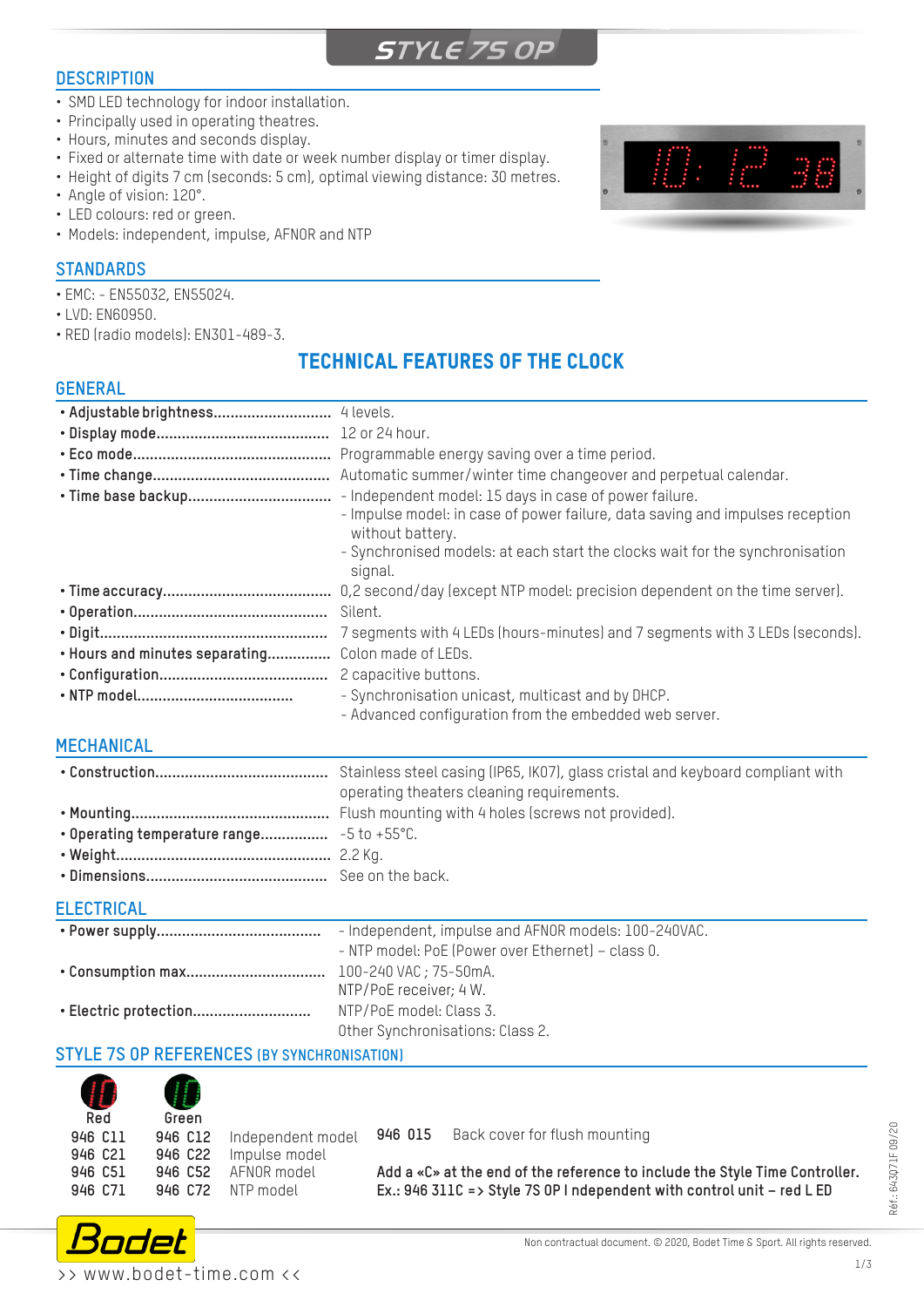# STYLE 7S OP

## DESCRIPTION

- SMD LED technology for indoor installation.
- Principally used in operating theatres.
- Hours, minutes and seconds display.
- Fixed or alternate time with date or week number display or timer display.
- Height of digits 7 cm (seconds: 5 cm), optimal viewing distance: 30 metres.
- Angle of vision: 120°.
- LED colours: red or green.
- Models: independent, impulse, AFNOR and NTP

## STANDARDS

- EMC: - EN55032, EN55024.
- LVD: EN60950.
- RED (radio models): EN301-489-3.

## TECHNICAL FEATURES OF THE CLOCK

### GENERAL

- **Adjustable brightness**............................ 4 levels.
- **Display mode**........................................ 12 or 24 hour.
- **Eco mode**.............................................. Programmable energy saving over a time period.
- **Time change**.......................................... Automatic summer/winter time changeover and perpetual calendar.
- **Time base backup**.................................
  - Independent model: 15 days in case of power failure.
  - Impulse model: in case of power failure, data saving and impulses reception without battery.
  - Synchronised models: at each start the clocks wait for the synchronisation signal.
- **Time accuracy**....................................... 0,2 second/day (except NTP model: precision dependent on the time server).
- **Operation**............................................. Silent.
- **Digit**...................................................... 7 segments with 4 LEDs (hours-minutes) and 7 segments with 3 LEDs (seconds).
- **Hours and minutes separating**.............. Colon made of LEDs.
- **Configuration**........................................ 2 capacitive buttons.
- **NTP model**...................................
  - Synchronisation unicast, multicast and by DHCP.
  - Advanced configuration from the embedded web server.

### MECHANICAL

- **Construction**......................................... Stainless steel casing (IP65, IK07), glass cristal and keyboard compliant with operating theaters cleaning requirements.
- **Mounting**.............................................. Flush mounting with 4 holes (screws not provided).
- **Operating temperature range**................ -5 to +55°C.
- **Weight**.................................................. 2.2 Kg.
- **Dimensions**........................................... See on the back.

### ELECTRICAL

- **Power supply**.......................................
  - Independent, impulse and AFNOR models: 100-240VAC.
  - NTP model: PoE (Power over Ethernet) – class 0.
- **Consumption max**................................ 100-240 VAC ; 75-50mA.
  NTP/PoE receiver; 4 W.
- **Electric protection**............................ NTP/PoE model: Class 3.
  Other Synchronisations: Class 2.

### STYLE 7S OP REFERENCES (BY SYNCHRONISATION)

| Red | Green | |
|---|---|---|
| 946 C11 | 946 C12 | Independent model |
| 946 C21 | 946 C22 | Impulse model |
| 946 C51 | 946 C52 | AFNOR model |
| 946 C71 | 946 C72 | NTP model |

**946 015** Back cover for flush mounting

**Add a «C» at the end of the reference to include the Style Time Controller.**
**Ex.: 946 311C => Style 7S OP I ndependent with control unit – red L ED**

Réf.: 643071F 09/20

Non contractual document. © 2020, Bodet Time & Sport. All rights reserved.

>> www.bodet-time.com <<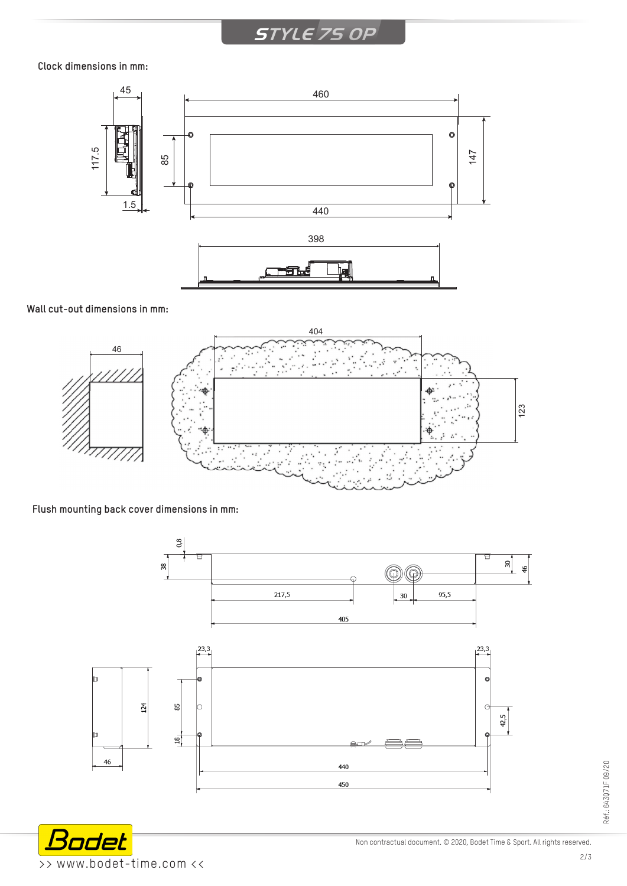# STYLE 7S OP

**Clock dimensions in mm:**

**Wall cut-out dimensions in mm:**

**Flush mounting back cover dimensions in mm:**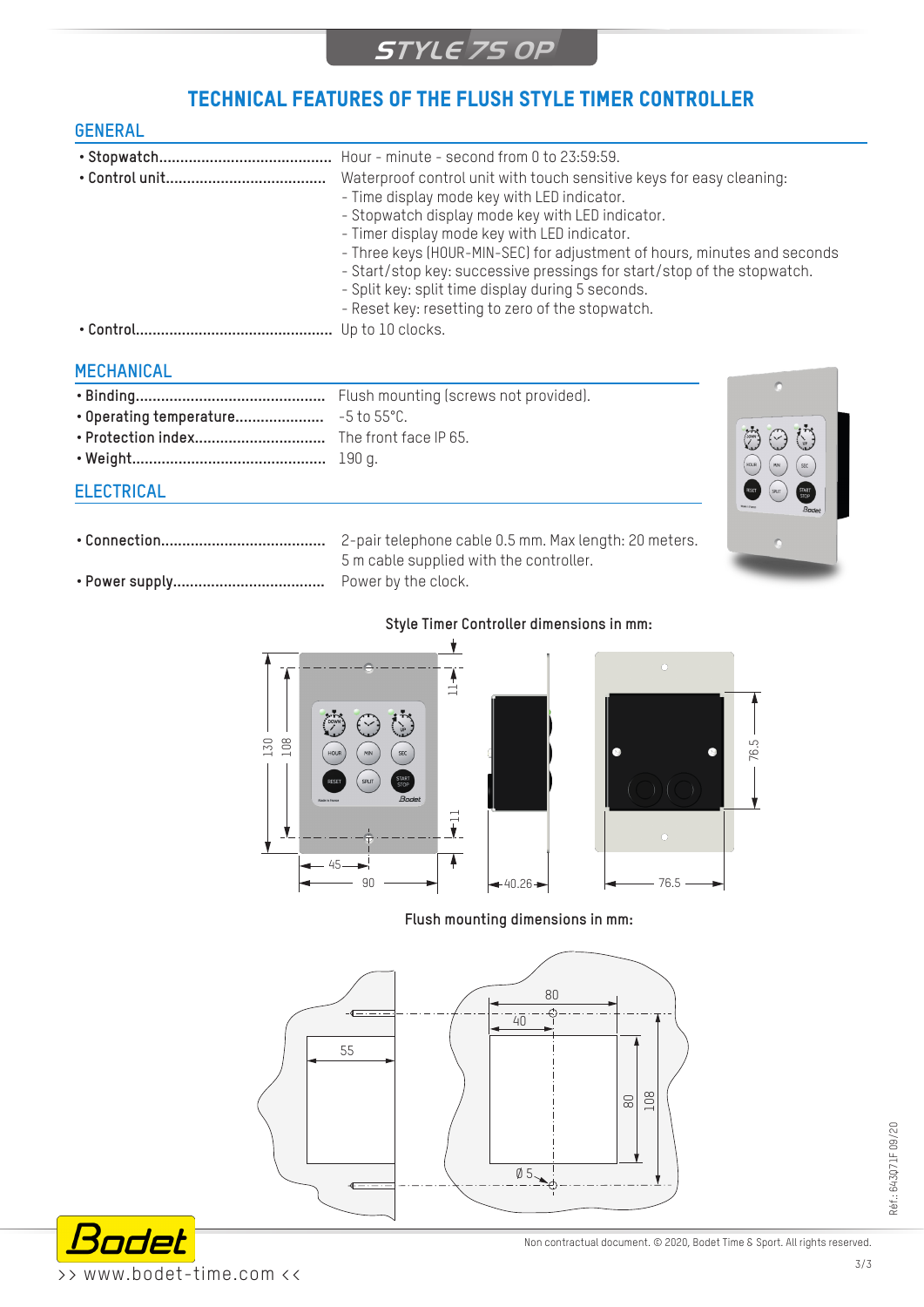STYLE 7S OP

# TECHNICAL FEATURES OF THE FLUSH STYLE TIMER CONTROLLER

## GENERAL

- **Stopwatch**........................................ Hour - minute - second from 0 to 23:59:59.
- **Control unit**..................................... Waterproof control unit with touch sensitive keys for easy cleaning:
  - Time display mode key with LED indicator.
  - Stopwatch display mode key with LED indicator.
  - Timer display mode key with LED indicator.
  - Three keys (HOUR-MIN-SEC) for adjustment of hours, minutes and seconds
  - Start/stop key: successive pressings for start/stop of the stopwatch.
  - Split key: split time display during 5 seconds.
  - Reset key: resetting to zero of the stopwatch.
- **Control**.............................................. Up to 10 clocks.

## MECHANICAL

- **Binding**............................................ Flush mounting (screws not provided).
- **Operating temperature**..................... -5 to 55°C.
- **Protection index**.............................. The front face IP 65.
- **Weight**............................................. 190 g.

## ELECTRICAL

- **Connection**...................................... 2-pair telephone cable 0.5 mm. Max length: 20 meters. 5 m cable supplied with the controller.
- **Power supply**................................... Power by the clock.

**Style Timer Controller dimensions in mm:**

130
108
11
11
45
90
40.26
76.5
76.5

**Flush mounting dimensions in mm:**

55
80
40
80
108
Ø 5

>> www.bodet-time.com <<

Non contractual document. © 2020, Bodet Time & Sport. All rights reserved.

Réf.: 643071F 09/20